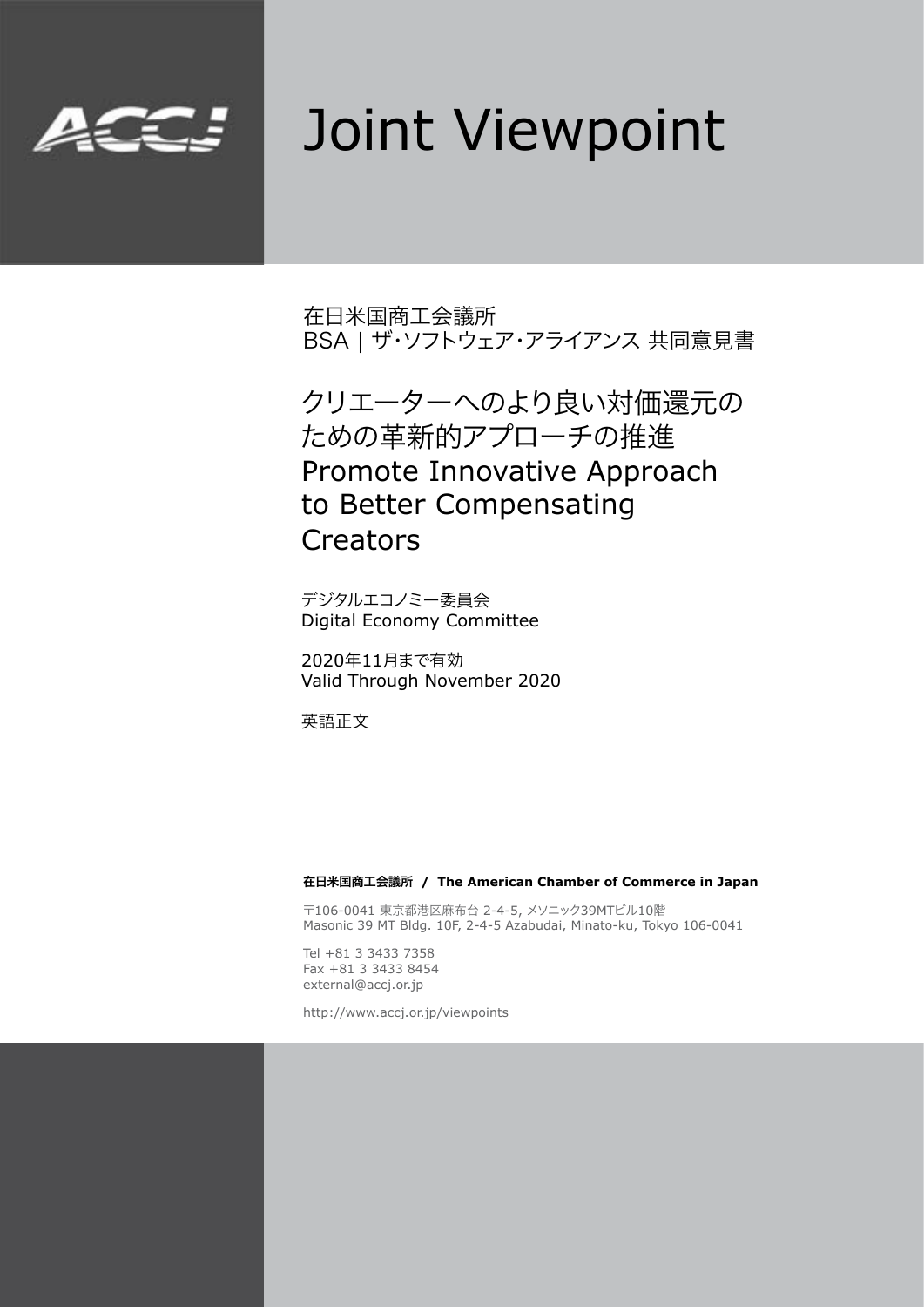# Joint Viewpoint

在日米国商工会議所
BSA | ザ・ソフトウェア・アライアンス 共同意見書

## クリエーターへのより良い対価還元のための革新的アプローチの推進
## Promote Innovative Approach to Better Compensating Creators

デジタルエコノミー委員会
Digital Economy Committee

2020年11月まで有効
Valid Through November 2020

英語正文

**在日米国商工会議所 / The American Chamber of Commerce in Japan**

〒106-0041 東京都港区麻布台 2-4-5, メソニック39MTビル10階
Masonic 39 MT Bldg. 10F, 2-4-5 Azabudai, Minato-ku, Tokyo 106-0041

Tel +81 3 3433 7358
Fax +81 3 3433 8454
external@accj.or.jp

http://www.accj.or.jp/viewpoints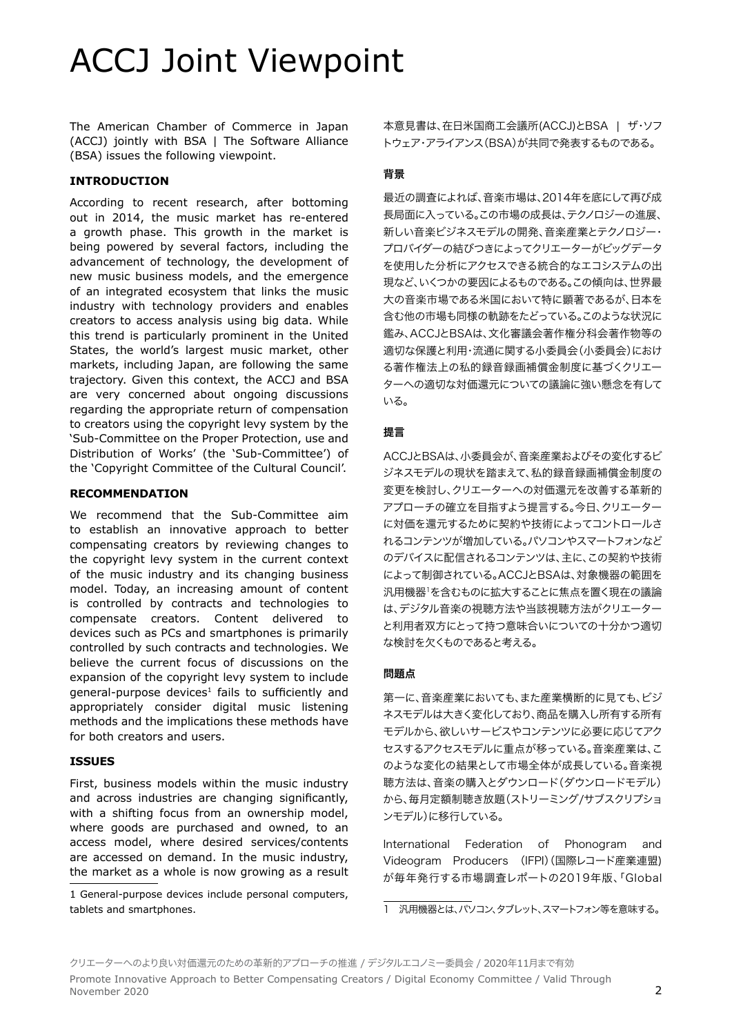# ACCJ Joint Viewpoint

The American Chamber of Commerce in Japan (ACCJ) jointly with BSA | The Software Alliance (BSA) issues the following viewpoint.

**INTRODUCTION**

According to recent research, after bottoming out in 2014, the music market has re-entered a growth phase. This growth in the market is being powered by several factors, including the advancement of technology, the development of new music business models, and the emergence of an integrated ecosystem that links the music industry with technology providers and enables creators to access analysis using big data. While this trend is particularly prominent in the United States, the world's largest music market, other markets, including Japan, are following the same trajectory. Given this context, the ACCJ and BSA are very concerned about ongoing discussions regarding the appropriate return of compensation to creators using the copyright levy system by the 'Sub-Committee on the Proper Protection, use and Distribution of Works' (the 'Sub-Committee') of the 'Copyright Committee of the Cultural Council'.

**RECOMMENDATION**

We recommend that the Sub-Committee aim to establish an innovative approach to better compensating creators by reviewing changes to the copyright levy system in the current context of the music industry and its changing business model. Today, an increasing amount of content is controlled by contracts and technologies to compensate creators. Content delivered to devices such as PCs and smartphones is primarily controlled by such contracts and technologies. We believe the current focus of discussions on the expansion of the copyright levy system to include general-purpose devices[1] fails to sufficiently and appropriately consider digital music listening methods and the implications these methods have for both creators and users.

**ISSUES**

First, business models within the music industry and across industries are changing significantly, with a shifting focus from an ownership model, where goods are purchased and owned, to an access model, where desired services/contents are accessed on demand. In the music industry, the market as a whole is now growing as a result

1 General-purpose devices include personal computers, tablets and smartphones.

本意見書は、在日米国商工会議所(ACCJ)とBSA | ザ・ソフトウェア・アライアンス(BSA)が共同で発表するものである。

**背景**

最近の調査によれば、音楽市場は、2014年を底にして再び成長局面に入っている。この市場の成長は、テクノロジーの進展、新しい音楽ビジネスモデルの開発、音楽産業とテクノロジー・プロバイダーの結びつきによってクリエーターがビッグデータを使用した分析にアクセスできる統合的なエコシステムの出現など、いくつかの要因によるものである。この傾向は、世界最大の音楽市場である米国において特に顕著であるが、日本を含む他の市場も同様の軌跡をたどっている。このような状況に鑑み、ACCJとBSAは、文化審議会著作権分科会著作物等の適切な保護と利用・流通に関する小委員会(小委員会)における著作権法上の私的録音録画補償金制度に基づくクリエーターへの適切な対価還元についての議論に強い懸念を有している。

**提言**

ACCJとBSAは、小委員会が、音楽産業およびその変化するビジネスモデルの現状を踏まえて、私的録音録画補償金制度の変更を検討し、クリエーターへの対価還元を改善する革新的アプローチの確立を目指すよう提言する。今日、クリエーターに対価を還元するために契約や技術によってコントロールされるコンテンツが増加している。パソコンやスマートフォンなどのデバイスに配信されるコンテンツは、主に、この契約や技術によって制御されている。ACCJとBSAは、対象機器の範囲を汎用機器[1]を含むものに拡大することに焦点を置く現在の議論は、デジタル音楽の視聴方法や当該視聴方法がクリエーターと利用者双方にとって持つ意味合いについての十分かつ適切な検討を欠くものであると考える。

**問題点**

第一に、音楽産業においても、また産業横断的に見ても、ビジネスモデルは大きく変化しており、商品を購入し所有する所有モデルから、欲しいサービスやコンテンツに必要に応じてアクセスするアクセスモデルに重点が移っている。音楽産業は、このような変化の結果として市場全体が成長している。音楽視聴方法は、音楽の購入とダウンロード(ダウンロードモデル)から、毎月定額制聴き放題(ストリーミング/サブスクリプションモデル)に移行している。

International Federation of Phonogram and Videogram Producers (IFPI)(国際レコード産業連盟)が毎年発行する市場調査レポートの2019年版、「Global

1 汎用機器とは、パソコン、タブレット、スマートフォン等を意味する。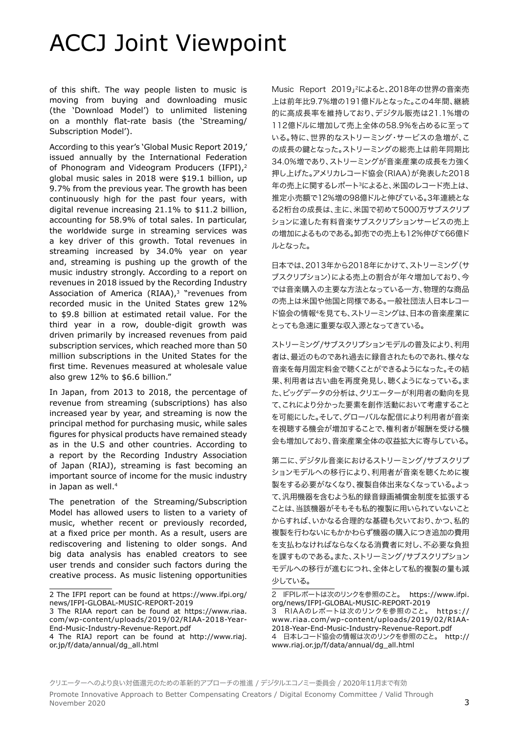# ACCJ Joint Viewpoint

of this shift. The way people listen to music is moving from buying and downloading music (the 'Download Model') to unlimited listening on a monthly flat-rate basis (the 'Streaming/Subscription Model').

According to this year's 'Global Music Report 2019,' issued annually by the International Federation of Phonogram and Videogram Producers (IFPI),[2] global music sales in 2018 were $19.1 billion, up 9.7% from the previous year. The growth has been continuously high for the past four years, with digital revenue increasing 21.1% to $11.2 billion, accounting for 58.9% of total sales. In particular, the worldwide surge in streaming services was a key driver of this growth. Total revenues in streaming increased by 34.0% year on year and, streaming is pushing up the growth of the music industry strongly. According to a report on revenues in 2018 issued by the Recording Industry Association of America (RIAA),[3] "revenues from recorded music in the United States grew 12% to $9.8 billion at estimated retail value. For the third year in a row, double-digit growth was driven primarily by increased revenues from paid subscription services, which reached more than 50 million subscriptions in the United States for the first time. Revenues measured at wholesale value also grew 12% to $6.6 billion."

In Japan, from 2013 to 2018, the percentage of revenue from streaming (subscriptions) has also increased year by year, and streaming is now the principal method for purchasing music, while sales figures for physical products have remained steady as in the U.S and other countries. According to a report by the Recording Industry Association of Japan (RIAJ), streaming is fast becoming an important source of income for the music industry in Japan as well.[4]

The penetration of the Streaming/Subscription Model has allowed users to listen to a variety of music, whether recent or previously recorded, at a fixed price per month. As a result, users are rediscovering and listening to older songs. And big data analysis has enabled creators to see user trends and consider such factors during the creative process. As music listening opportunities

2 The IFPI report can be found at https://www.ifpi.org/news/IFPI-GLOBAL-MUSIC-REPORT-2019

3 The RIAA report can be found at https://www.riaa.com/wp-content/uploads/2019/02/RIAA-2018-Year-End-Music-Industry-Revenue-Report.pdf

4 The RIAJ report can be found at http://www.riaj.or.jp/f/data/annual/dg_all.html

Music Report 2019」[2]によると、2018年の世界の音楽売上は前年比9.7%増の191億ドルとなった。この4年間、継続的に高成長率を維持しており、デジタル販売は21.1%増の112億ドルに増加して売上全体の58.9%を占めるに至っている。特に、世界的なストリーミング・サービスの急増が、この成長の鍵となった。ストリーミングの総売上は前年同期比34.0%増であり、ストリーミングが音楽産業の成長を力強く押し上げた。アメリカレコード協会(RIAA)が発表した2018年の売上に関するレポート[3]によると、米国のレコード売上は、推定小売額で12%増の98億ドルと伸びている。3年連続となる2桁台の成長は、主に、米国で初めて5000万サブスクリプションに達した有料音楽サブスクリプションサービスの売上の増加によるものである。卸売での売上も12%伸びて66億ドルとなった。

日本では、2013年から2018年にかけて、ストリーミング(サブスクリプション)による売上の割合が年々増加しており、今では音楽購入の主要な方法となっている一方、物理的な商品の売上は米国や他国と同様である。一般社団法人日本レコード協会の情報[4]を見ても、ストリーミングは、日本の音楽産業にとっても急速に重要な収入源となってきている。

ストリーミング/サブスクリプションモデルの普及により、利用者は、最近のものであれ過去に録音されたものであれ、様々な音楽を毎月固定料金で聴くことができるようになった。その結果、利用者は古い曲を再度発見し、聴くようになっている。また、ビッグデータの分析は、クリエーターが利用者の動向を見て、これにより分かった要素を創作活動において考慮することを可能にした。そして、グローバルな配信により利用者が音楽を視聴する機会が増加することで、権利者が報酬を受ける機会も増加しており、音楽産業全体の収益拡大に寄与している。

第二に、デジタル音楽におけるストリーミング/サブスクリプションモデルへの移行により、利用者が音楽を聴くために複製をする必要がなくなり、複製自体出来なくなっている。よって、汎用機器を含むよう私的録音録画補償金制度を拡張することは、当該機器がそもそも私的複製に用いられていないことからすれば、いかなる合理的な基礎も欠いており、かつ、私的複製を行わないにもかかわらず機器の購入につき追加の費用を支払わなければならなくなる消費者に対し、不必要な負担を課すものである。また、ストリーミング/サブスクリプションモデルへの移行が進むにつれ、全体として私的複製の量も減少している。

2 IFPIレポートは次のリンクを参照のこと。 https://www.ifpi.org/news/IFPI-GLOBAL-MUSIC-REPORT-2019

3 RIAAのレポートは次のリンクを参照のこと。 https://www.riaa.com/wp-content/uploads/2019/02/RIAA-2018-Year-End-Music-Industry-Revenue-Report.pdf

4 日本レコード協会の情報は次のリンクを参照のこと。 http://www.riaj.or.jp/f/data/annual/dg_all.html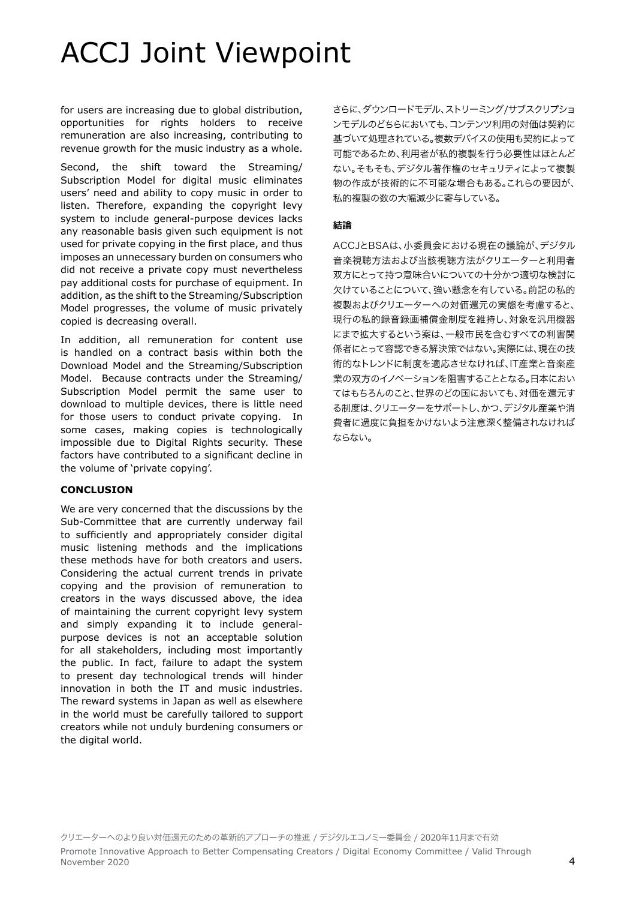for users are increasing due to global distribution, opportunities for rights holders to receive remuneration are also increasing, contributing to revenue growth for the music industry as a whole.

Second, the shift toward the Streaming/ Subscription Model for digital music eliminates users' need and ability to copy music in order to listen. Therefore, expanding the copyright levy system to include general-purpose devices lacks any reasonable basis given such equipment is not used for private copying in the first place, and thus imposes an unnecessary burden on consumers who did not receive a private copy must nevertheless pay additional costs for purchase of equipment. In addition, as the shift to the Streaming/Subscription Model progresses, the volume of music privately copied is decreasing overall.

In addition, all remuneration for content use is handled on a contract basis within both the Download Model and the Streaming/Subscription Model. Because contracts under the Streaming/ Subscription Model permit the same user to download to multiple devices, there is little need for those users to conduct private copying. In some cases, making copies is technologically impossible due to Digital Rights security. These factors have contributed to a significant decline in the volume of 'private copying'.

**CONCLUSION**

We are very concerned that the discussions by the Sub-Committee that are currently underway fail to sufficiently and appropriately consider digital music listening methods and the implications these methods have for both creators and users. Considering the actual current trends in private copying and the provision of remuneration to creators in the ways discussed above, the idea of maintaining the current copyright levy system and simply expanding it to include general-purpose devices is not an acceptable solution for all stakeholders, including most importantly the public. In fact, failure to adapt the system to present day technological trends will hinder innovation in both the IT and music industries. The reward systems in Japan as well as elsewhere in the world must be carefully tailored to support creators while not unduly burdening consumers or the digital world.

さらに、ダウンロードモデル、ストリーミング/サブスクリプションモデルのどちらにおいても、コンテンツ利用の対価は契約に基づいて処理されている。複数デバイスの使用も契約によって可能であるため、利用者が私的複製を行う必要性はほとんどない。そもそも、デジタル著作権のセキュリティによって複製物の作成が技術的に不可能な場合もある。これらの要因が、私的複製の数の大幅減少に寄与している。

**結論**

ACCJとBSAは、小委員会における現在の議論が、デジタル音楽視聴方法および当該視聴方法がクリエーターと利用者双方にとって持つ意味合いについての十分かつ適切な検討に欠けていることについて、強い懸念を有している。前記の私的複製およびクリエーターへの対価還元の実態を考慮すると、現行の私的録音録画補償金制度を維持し、対象を汎用機器にまで拡大するという案は、一般市民を含むすべての利害関係者にとって容認できる解決策ではない。実際には、現在の技術的なトレンドに制度を適応させなければ、IT産業と音楽産業の双方のイノベーションを阻害することとなる。日本においてはもちろんのこと、世界のどの国においても、対価を還元する制度は、クリエーターをサポートし、かつ、デジタル産業や消費者に過度に負担をかけないよう注意深く整備されなければならない。